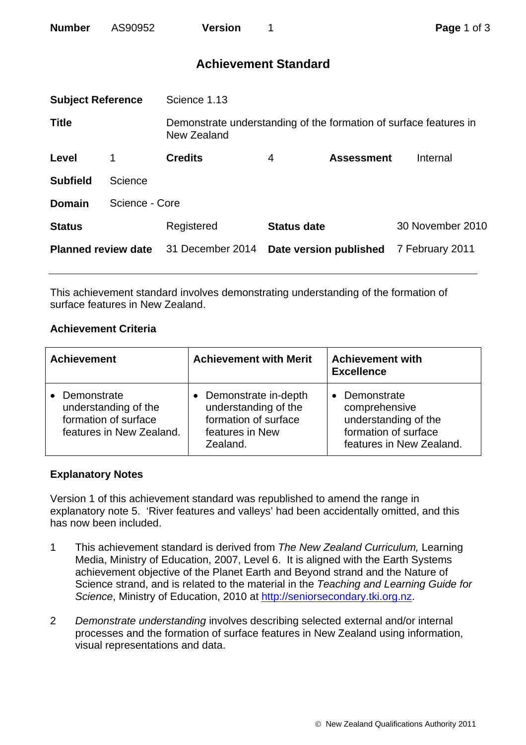| **Number** | AS90952 | **Version** | 1 |
|---|---|---|---|

# Achievement Standard

| | | | |
|---|---|---|---|
| **Subject Reference** | Science 1.13 | | |
| **Title** | Demonstrate understanding of the formation of surface features in New Zealand | | |
| **Level** 1 | **Credits** 4 | **Assessment** | Internal |
| **Subfield** | Science | | |
| **Domain** | Science - Core | | |
| **Status** | Registered | **Status date** | 30 November 2010 |
| **Planned review date** | 31 December 2014 | **Date version published** | 7 February 2011 |

This achievement standard involves demonstrating understanding of the formation of surface features in New Zealand.

## Achievement Criteria

| Achievement | Achievement with Merit | Achievement with Excellence |
|---|---|---|
| • Demonstrate understanding of the formation of surface features in New Zealand. | • Demonstrate in-depth understanding of the formation of surface features in New Zealand. | • Demonstrate comprehensive understanding of the formation of surface features in New Zealand. |

## Explanatory Notes

Version 1 of this achievement standard was republished to amend the range in explanatory note 5. 'River features and valleys' had been accidentally omitted, and this has now been included.

1. This achievement standard is derived from *The New Zealand Curriculum,* Learning Media, Ministry of Education, 2007, Level 6. It is aligned with the Earth Systems achievement objective of the Planet Earth and Beyond strand and the Nature of Science strand, and is related to the material in the *Teaching and Learning Guide for Science*, Ministry of Education, 2010 at http://seniorsecondary.tki.org.nz.

2. *Demonstrate understanding* involves describing selected external and/or internal processes and the formation of surface features in New Zealand using information, visual representations and data.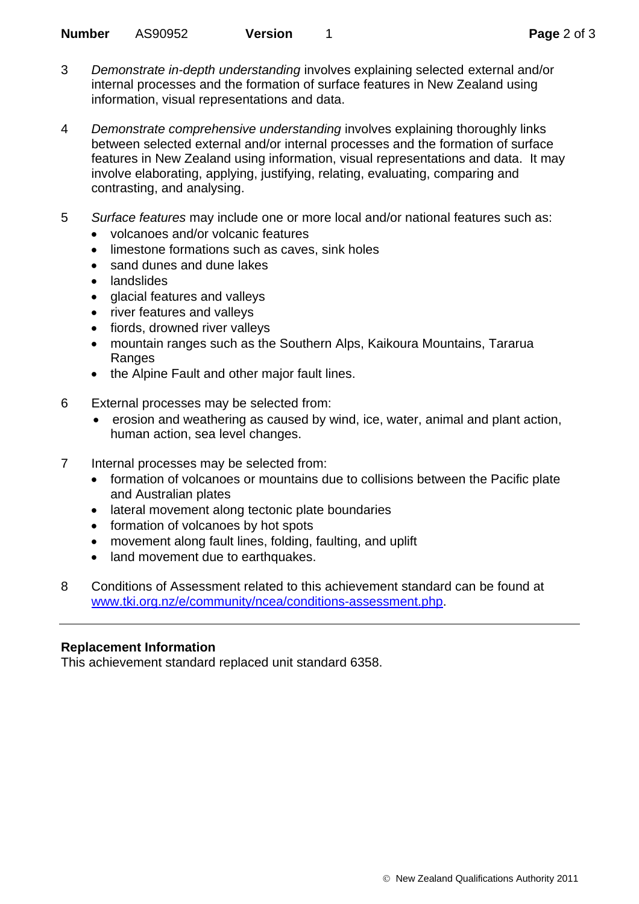3 *Demonstrate in-depth understanding* involves explaining selected external and/or internal processes and the formation of surface features in New Zealand using information, visual representations and data.

4 *Demonstrate comprehensive understanding* involves explaining thoroughly links between selected external and/or internal processes and the formation of surface features in New Zealand using information, visual representations and data. It may involve elaborating, applying, justifying, relating, evaluating, comparing and contrasting, and analysing.

5 *Surface features* may include one or more local and/or national features such as:
   - volcanoes and/or volcanic features
   - limestone formations such as caves, sink holes
   - sand dunes and dune lakes
   - landslides
   - glacial features and valleys
   - river features and valleys
   - fiords, drowned river valleys
   - mountain ranges such as the Southern Alps, Kaikoura Mountains, Tararua Ranges
   - the Alpine Fault and other major fault lines.

6 External processes may be selected from:
   - erosion and weathering as caused by wind, ice, water, animal and plant action, human action, sea level changes.

7 Internal processes may be selected from:
   - formation of volcanoes or mountains due to collisions between the Pacific plate and Australian plates
   - lateral movement along tectonic plate boundaries
   - formation of volcanoes by hot spots
   - movement along fault lines, folding, faulting, and uplift
   - land movement due to earthquakes.

8 Conditions of Assessment related to this achievement standard can be found at www.tki.org.nz/e/community/ncea/conditions-assessment.php.

---

**Replacement Information**

This achievement standard replaced unit standard 6358.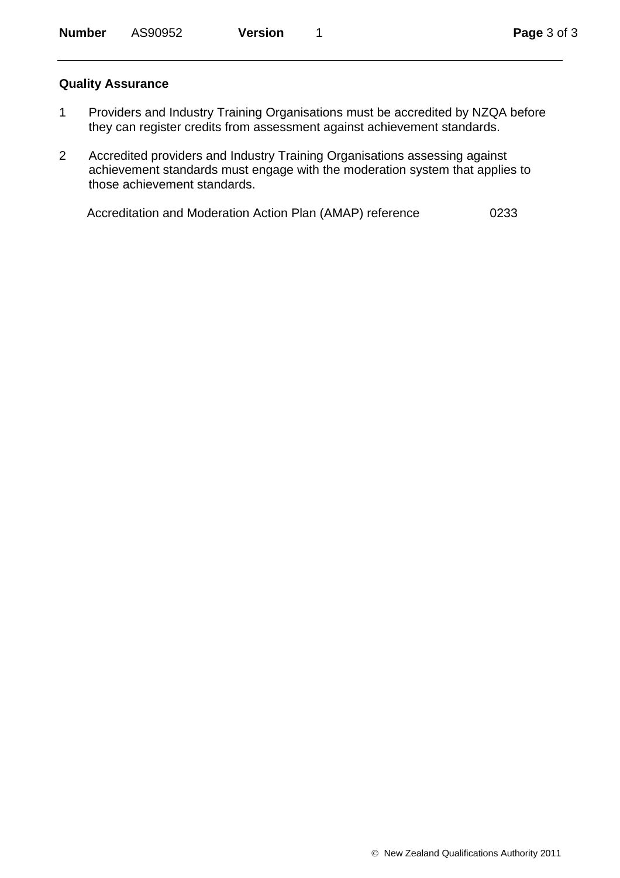**Quality Assurance**

1. Providers and Industry Training Organisations must be accredited by NZQA before they can register credits from assessment against achievement standards.

2. Accredited providers and Industry Training Organisations assessing against achievement standards must engage with the moderation system that applies to those achievement standards.

Accreditation and Moderation Action Plan (AMAP) reference 0233